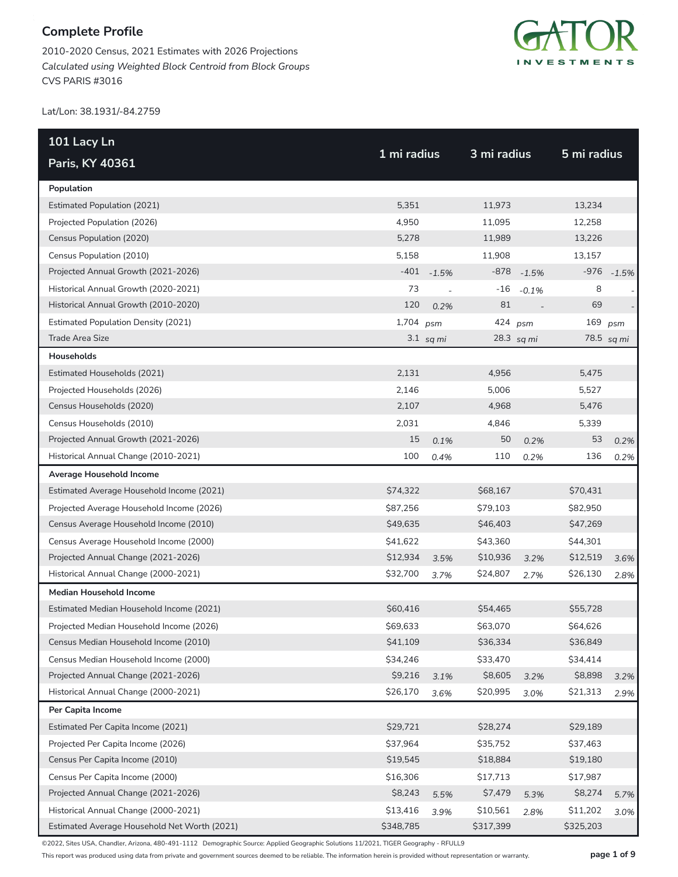# Complete Profile

2010-2020 Census, 2021 Estimates with 2026 Projections
*Calculated using Weighted Block Centroid from Block Groups*
CVS PARIS #3016

Lat/Lon: 38.1931/-84.2759

| 101 Lacy Ln Paris, KY 40361 | 1 mi radius | | 3 mi radius | | 5 mi radius | |
|---|---|---|---|---|---|---|
| **Population** | | | | | | |
| Estimated Population (2021) | 5,351 | | 11,973 | | 13,234 | |
| Projected Population (2026) | 4,950 | | 11,095 | | 12,258 | |
| Census Population (2020) | 5,278 | | 11,989 | | 13,226 | |
| Census Population (2010) | 5,158 | | 11,908 | | 13,157 | |
| Projected Annual Growth (2021-2026) | -401 | *-1.5%* | -878 | *-1.5%* | -976 | *-1.5%* |
| Historical Annual Growth (2020-2021) | 73 | - | -16 | *-0.1%* | 8 | - |
| Historical Annual Growth (2010-2020) | 120 | *0.2%* | 81 | - | 69 | - |
| Estimated Population Density (2021) | 1,704 | *psm* | 424 | *psm* | 169 | *psm* |
| Trade Area Size | 3.1 | *sq mi* | 28.3 | *sq mi* | 78.5 | *sq mi* |
| **Households** | | | | | | |
| Estimated Households (2021) | 2,131 | | 4,956 | | 5,475 | |
| Projected Households (2026) | 2,146 | | 5,006 | | 5,527 | |
| Census Households (2020) | 2,107 | | 4,968 | | 5,476 | |
| Census Households (2010) | 2,031 | | 4,846 | | 5,339 | |
| Projected Annual Growth (2021-2026) | 15 | *0.1%* | 50 | *0.2%* | 53 | *0.2%* |
| Historical Annual Change (2010-2021) | 100 | *0.4%* | 110 | *0.2%* | 136 | *0.2%* |
| **Average Household Income** | | | | | | |
| Estimated Average Household Income (2021) | $74,322 | | $68,167 | | $70,431 | |
| Projected Average Household Income (2026) | $87,256 | | $79,103 | | $82,950 | |
| Census Average Household Income (2010) | $49,635 | | $46,403 | | $47,269 | |
| Census Average Household Income (2000) | $41,622 | | $43,360 | | $44,301 | |
| Projected Annual Change (2021-2026) | $12,934 | *3.5%* | $10,936 | *3.2%* | $12,519 | *3.6%* |
| Historical Annual Change (2000-2021) | $32,700 | *3.7%* | $24,807 | *2.7%* | $26,130 | *2.8%* |
| **Median Household Income** | | | | | | |
| Estimated Median Household Income (2021) | $60,416 | | $54,465 | | $55,728 | |
| Projected Median Household Income (2026) | $69,633 | | $63,070 | | $64,626 | |
| Census Median Household Income (2010) | $41,109 | | $36,334 | | $36,849 | |
| Census Median Household Income (2000) | $34,246 | | $33,470 | | $34,414 | |
| Projected Annual Change (2021-2026) | $9,216 | *3.1%* | $8,605 | *3.2%* | $8,898 | *3.2%* |
| Historical Annual Change (2000-2021) | $26,170 | *3.6%* | $20,995 | *3.0%* | $21,313 | *2.9%* |
| **Per Capita Income** | | | | | | |
| Estimated Per Capita Income (2021) | $29,721 | | $28,274 | | $29,189 | |
| Projected Per Capita Income (2026) | $37,964 | | $35,752 | | $37,463 | |
| Census Per Capita Income (2010) | $19,545 | | $18,884 | | $19,180 | |
| Census Per Capita Income (2000) | $16,306 | | $17,713 | | $17,987 | |
| Projected Annual Change (2021-2026) | $8,243 | *5.5%* | $7,479 | *5.3%* | $8,274 | *5.7%* |
| Historical Annual Change (2000-2021) | $13,416 | *3.9%* | $10,561 | *2.8%* | $11,202 | *3.0%* |
| Estimated Average Household Net Worth (2021) | $348,785 | | $317,399 | | $325,203 | |

©2022, Sites USA, Chandler, Arizona, 480-491-1112 Demographic Source: Applied Geographic Solutions 11/2021, TIGER Geography - RFULL9

This report was produced using data from private and government sources deemed to be reliable. The information herein is provided without representation or warranty.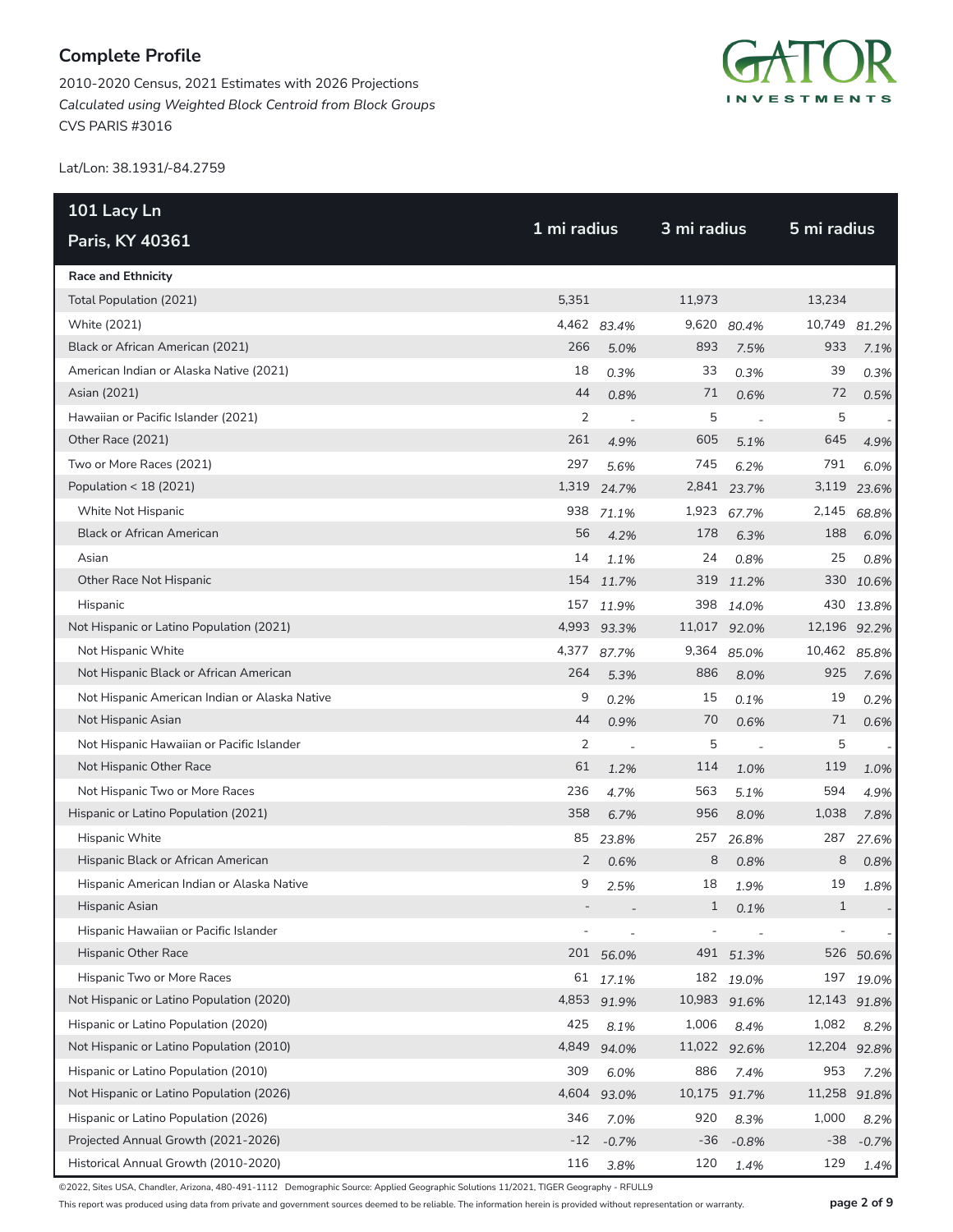## Complete Profile

2010-2020 Census, 2021 Estimates with 2026 Projections
*Calculated using Weighted Block Centroid from Block Groups*
CVS PARIS #3016

Lat/Lon: 38.1931/-84.2759

| 101 Lacy Ln Paris, KY 40361 | 1 mi radius | | 3 mi radius | | 5 mi radius | |
|---|---|---|---|---|---|---|
| **Race and Ethnicity** | | | | | | |
| Total Population (2021) | 5,351 | | 11,973 | | 13,234 | |
| White (2021) | 4,462 | *83.4%* | 9,620 | *80.4%* | 10,749 | *81.2%* |
| Black or African American (2021) | 266 | *5.0%* | 893 | *7.5%* | 933 | *7.1%* |
| American Indian or Alaska Native (2021) | 18 | *0.3%* | 33 | *0.3%* | 39 | *0.3%* |
| Asian (2021) | 44 | *0.8%* | 71 | *0.6%* | 72 | *0.5%* |
| Hawaiian or Pacific Islander (2021) | 2 | - | 5 | - | 5 | - |
| Other Race (2021) | 261 | *4.9%* | 605 | *5.1%* | 645 | *4.9%* |
| Two or More Races (2021) | 297 | *5.6%* | 745 | *6.2%* | 791 | *6.0%* |
| Population < 18 (2021) | 1,319 | *24.7%* | 2,841 | *23.7%* | 3,119 | *23.6%* |
| White Not Hispanic | 938 | *71.1%* | 1,923 | *67.7%* | 2,145 | *68.8%* |
| Black or African American | 56 | *4.2%* | 178 | *6.3%* | 188 | *6.0%* |
| Asian | 14 | *1.1%* | 24 | *0.8%* | 25 | *0.8%* |
| Other Race Not Hispanic | 154 | *11.7%* | 319 | *11.2%* | 330 | *10.6%* |
| Hispanic | 157 | *11.9%* | 398 | *14.0%* | 430 | *13.8%* |
| Not Hispanic or Latino Population (2021) | 4,993 | *93.3%* | 11,017 | *92.0%* | 12,196 | *92.2%* |
| Not Hispanic White | 4,377 | *87.7%* | 9,364 | *85.0%* | 10,462 | *85.8%* |
| Not Hispanic Black or African American | 264 | *5.3%* | 886 | *8.0%* | 925 | *7.6%* |
| Not Hispanic American Indian or Alaska Native | 9 | *0.2%* | 15 | *0.1%* | 19 | *0.2%* |
| Not Hispanic Asian | 44 | *0.9%* | 70 | *0.6%* | 71 | *0.6%* |
| Not Hispanic Hawaiian or Pacific Islander | 2 | - | 5 | - | 5 | - |
| Not Hispanic Other Race | 61 | *1.2%* | 114 | *1.0%* | 119 | *1.0%* |
| Not Hispanic Two or More Races | 236 | *4.7%* | 563 | *5.1%* | 594 | *4.9%* |
| Hispanic or Latino Population (2021) | 358 | *6.7%* | 956 | *8.0%* | 1,038 | *7.8%* |
| Hispanic White | 85 | *23.8%* | 257 | *26.8%* | 287 | *27.6%* |
| Hispanic Black or African American | 2 | *0.6%* | 8 | *0.8%* | 8 | *0.8%* |
| Hispanic American Indian or Alaska Native | 9 | *2.5%* | 18 | *1.9%* | 19 | *1.8%* |
| Hispanic Asian | - | - | 1 | *0.1%* | 1 | - |
| Hispanic Hawaiian or Pacific Islander | - | - | - | - | - | - |
| Hispanic Other Race | 201 | *56.0%* | 491 | *51.3%* | 526 | *50.6%* |
| Hispanic Two or More Races | 61 | *17.1%* | 182 | *19.0%* | 197 | *19.0%* |
| Not Hispanic or Latino Population (2020) | 4,853 | *91.9%* | 10,983 | *91.6%* | 12,143 | *91.8%* |
| Hispanic or Latino Population (2020) | 425 | *8.1%* | 1,006 | *8.4%* | 1,082 | *8.2%* |
| Not Hispanic or Latino Population (2010) | 4,849 | *94.0%* | 11,022 | *92.6%* | 12,204 | *92.8%* |
| Hispanic or Latino Population (2010) | 309 | *6.0%* | 886 | *7.4%* | 953 | *7.2%* |
| Not Hispanic or Latino Population (2026) | 4,604 | *93.0%* | 10,175 | *91.7%* | 11,258 | *91.8%* |
| Hispanic or Latino Population (2026) | 346 | *7.0%* | 920 | *8.3%* | 1,000 | *8.2%* |
| Projected Annual Growth (2021-2026) | -12 | *-0.7%* | -36 | *-0.8%* | -38 | *-0.7%* |
| Historical Annual Growth (2010-2020) | 116 | *3.8%* | 120 | *1.4%* | 129 | *1.4%* |

©2022, Sites USA, Chandler, Arizona, 480-491-1112 Demographic Source: Applied Geographic Solutions 11/2021, TIGER Geography - RFULL9

This report was produced using data from private and government sources deemed to be reliable. The information herein is provided without representation or warranty.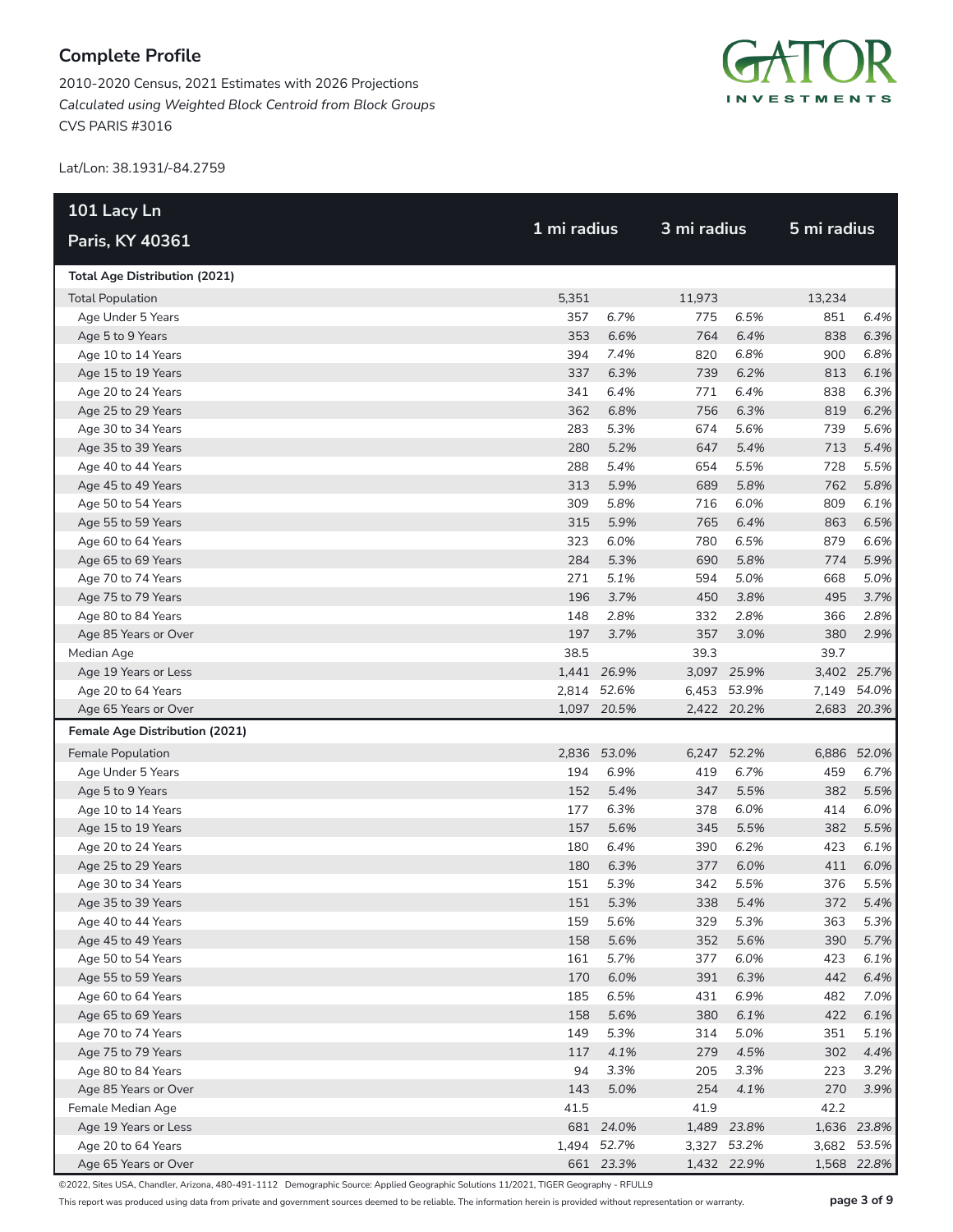## Complete Profile

2010-2020 Census, 2021 Estimates with 2026 Projections
*Calculated using Weighted Block Centroid from Block Groups*
CVS PARIS #3016

Lat/Lon: 38.1931/-84.2759

| 101 Lacy Ln<br>Paris, KY 40361 | 1 mi radius | | 3 mi radius | | 5 mi radius | |
|---|---|---|---|---|---|---|
| **Total Age Distribution (2021)** | | | | | | |
| Total Population | 5,351 | | 11,973 | | 13,234 | |
| Age Under 5 Years | 357 | *6.7%* | 775 | *6.5%* | 851 | *6.4%* |
| Age 5 to 9 Years | 353 | *6.6%* | 764 | *6.4%* | 838 | *6.3%* |
| Age 10 to 14 Years | 394 | *7.4%* | 820 | *6.8%* | 900 | *6.8%* |
| Age 15 to 19 Years | 337 | *6.3%* | 739 | *6.2%* | 813 | *6.1%* |
| Age 20 to 24 Years | 341 | *6.4%* | 771 | *6.4%* | 838 | *6.3%* |
| Age 25 to 29 Years | 362 | *6.8%* | 756 | *6.3%* | 819 | *6.2%* |
| Age 30 to 34 Years | 283 | *5.3%* | 674 | *5.6%* | 739 | *5.6%* |
| Age 35 to 39 Years | 280 | *5.2%* | 647 | *5.4%* | 713 | *5.4%* |
| Age 40 to 44 Years | 288 | *5.4%* | 654 | *5.5%* | 728 | *5.5%* |
| Age 45 to 49 Years | 313 | *5.9%* | 689 | *5.8%* | 762 | *5.8%* |
| Age 50 to 54 Years | 309 | *5.8%* | 716 | *6.0%* | 809 | *6.1%* |
| Age 55 to 59 Years | 315 | *5.9%* | 765 | *6.4%* | 863 | *6.5%* |
| Age 60 to 64 Years | 323 | *6.0%* | 780 | *6.5%* | 879 | *6.6%* |
| Age 65 to 69 Years | 284 | *5.3%* | 690 | *5.8%* | 774 | *5.9%* |
| Age 70 to 74 Years | 271 | *5.1%* | 594 | *5.0%* | 668 | *5.0%* |
| Age 75 to 79 Years | 196 | *3.7%* | 450 | *3.8%* | 495 | *3.7%* |
| Age 80 to 84 Years | 148 | *2.8%* | 332 | *2.8%* | 366 | *2.8%* |
| Age 85 Years or Over | 197 | *3.7%* | 357 | *3.0%* | 380 | *2.9%* |
| Median Age | 38.5 | | 39.3 | | 39.7 | |
| Age 19 Years or Less | 1,441 | *26.9%* | 3,097 | *25.9%* | 3,402 | *25.7%* |
| Age 20 to 64 Years | 2,814 | *52.6%* | 6,453 | *53.9%* | 7,149 | *54.0%* |
| Age 65 Years or Over | 1,097 | *20.5%* | 2,422 | *20.2%* | 2,683 | *20.3%* |
| **Female Age Distribution (2021)** | | | | | | |
| Female Population | 2,836 | *53.0%* | 6,247 | *52.2%* | 6,886 | *52.0%* |
| Age Under 5 Years | 194 | *6.9%* | 419 | *6.7%* | 459 | *6.7%* |
| Age 5 to 9 Years | 152 | *5.4%* | 347 | *5.5%* | 382 | *5.5%* |
| Age 10 to 14 Years | 177 | *6.3%* | 378 | *6.0%* | 414 | *6.0%* |
| Age 15 to 19 Years | 157 | *5.6%* | 345 | *5.5%* | 382 | *5.5%* |
| Age 20 to 24 Years | 180 | *6.4%* | 390 | *6.2%* | 423 | *6.1%* |
| Age 25 to 29 Years | 180 | *6.3%* | 377 | *6.0%* | 411 | *6.0%* |
| Age 30 to 34 Years | 151 | *5.3%* | 342 | *5.5%* | 376 | *5.5%* |
| Age 35 to 39 Years | 151 | *5.3%* | 338 | *5.4%* | 372 | *5.4%* |
| Age 40 to 44 Years | 159 | *5.6%* | 329 | *5.3%* | 363 | *5.3%* |
| Age 45 to 49 Years | 158 | *5.6%* | 352 | *5.6%* | 390 | *5.7%* |
| Age 50 to 54 Years | 161 | *5.7%* | 377 | *6.0%* | 423 | *6.1%* |
| Age 55 to 59 Years | 170 | *6.0%* | 391 | *6.3%* | 442 | *6.4%* |
| Age 60 to 64 Years | 185 | *6.5%* | 431 | *6.9%* | 482 | *7.0%* |
| Age 65 to 69 Years | 158 | *5.6%* | 380 | *6.1%* | 422 | *6.1%* |
| Age 70 to 74 Years | 149 | *5.3%* | 314 | *5.0%* | 351 | *5.1%* |
| Age 75 to 79 Years | 117 | *4.1%* | 279 | *4.5%* | 302 | *4.4%* |
| Age 80 to 84 Years | 94 | *3.3%* | 205 | *3.3%* | 223 | *3.2%* |
| Age 85 Years or Over | 143 | *5.0%* | 254 | *4.1%* | 270 | *3.9%* |
| Female Median Age | 41.5 | | 41.9 | | 42.2 | |
| Age 19 Years or Less | 681 | *24.0%* | 1,489 | *23.8%* | 1,636 | *23.8%* |
| Age 20 to 64 Years | 1,494 | *52.7%* | 3,327 | *53.2%* | 3,682 | *53.5%* |
| Age 65 Years or Over | 661 | *23.3%* | 1,432 | *22.9%* | 1,568 | *22.8%* |

©2022, Sites USA, Chandler, Arizona, 480-491-1112 Demographic Source: Applied Geographic Solutions 11/2021, TIGER Geography - RFULL9

This report was produced using data from private and government sources deemed to be reliable. The information herein is provided without representation or warranty.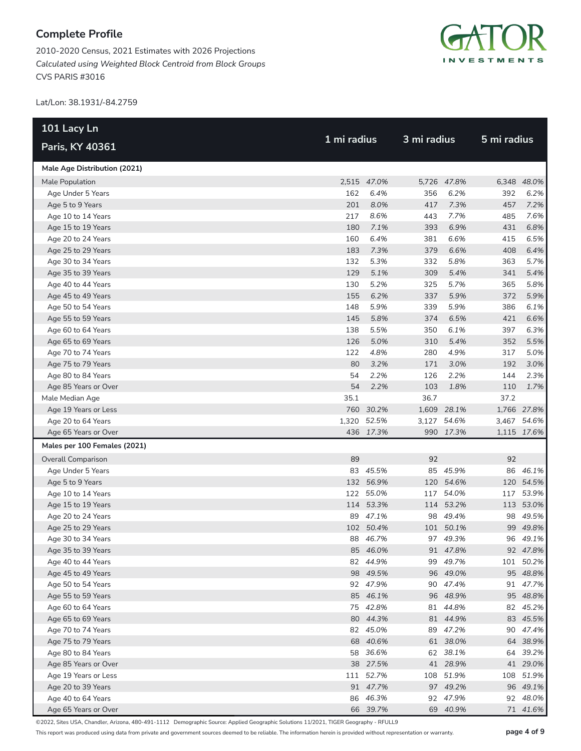## Complete Profile

2010-2020 Census, 2021 Estimates with 2026 Projections
*Calculated using Weighted Block Centroid from Block Groups*
CVS PARIS #3016

Lat/Lon: 38.1931/-84.2759

| 101 Lacy Ln<br>Paris, KY 40361 | 1 mi radius | | 3 mi radius | | 5 mi radius | |
|---|---|---|---|---|---|---|
| **Male Age Distribution (2021)** | | | | | | |
| Male Population | 2,515 | *47.0%* | 5,726 | *47.8%* | 6,348 | *48.0%* |
| Age Under 5 Years | 162 | *6.4%* | 356 | *6.2%* | 392 | *6.2%* |
| Age 5 to 9 Years | 201 | *8.0%* | 417 | *7.3%* | 457 | *7.2%* |
| Age 10 to 14 Years | 217 | *8.6%* | 443 | *7.7%* | 485 | *7.6%* |
| Age 15 to 19 Years | 180 | *7.1%* | 393 | *6.9%* | 431 | *6.8%* |
| Age 20 to 24 Years | 160 | *6.4%* | 381 | *6.6%* | 415 | *6.5%* |
| Age 25 to 29 Years | 183 | *7.3%* | 379 | *6.6%* | 408 | *6.4%* |
| Age 30 to 34 Years | 132 | *5.3%* | 332 | *5.8%* | 363 | *5.7%* |
| Age 35 to 39 Years | 129 | *5.1%* | 309 | *5.4%* | 341 | *5.4%* |
| Age 40 to 44 Years | 130 | *5.2%* | 325 | *5.7%* | 365 | *5.8%* |
| Age 45 to 49 Years | 155 | *6.2%* | 337 | *5.9%* | 372 | *5.9%* |
| Age 50 to 54 Years | 148 | *5.9%* | 339 | *5.9%* | 386 | *6.1%* |
| Age 55 to 59 Years | 145 | *5.8%* | 374 | *6.5%* | 421 | *6.6%* |
| Age 60 to 64 Years | 138 | *5.5%* | 350 | *6.1%* | 397 | *6.3%* |
| Age 65 to 69 Years | 126 | *5.0%* | 310 | *5.4%* | 352 | *5.5%* |
| Age 70 to 74 Years | 122 | *4.8%* | 280 | *4.9%* | 317 | *5.0%* |
| Age 75 to 79 Years | 80 | *3.2%* | 171 | *3.0%* | 192 | *3.0%* |
| Age 80 to 84 Years | 54 | *2.2%* | 126 | *2.2%* | 144 | *2.3%* |
| Age 85 Years or Over | 54 | *2.2%* | 103 | *1.8%* | 110 | *1.7%* |
| Male Median Age | 35.1 | | 36.7 | | 37.2 | |
| Age 19 Years or Less | 760 | *30.2%* | 1,609 | *28.1%* | 1,766 | *27.8%* |
| Age 20 to 64 Years | 1,320 | *52.5%* | 3,127 | *54.6%* | 3,467 | *54.6%* |
| Age 65 Years or Over | 436 | *17.3%* | 990 | *17.3%* | 1,115 | *17.6%* |
| **Males per 100 Females (2021)** | | | | | | |
| Overall Comparison | 89 | | 92 | | 92 | |
| Age Under 5 Years | 83 | *45.5%* | 85 | *45.9%* | 86 | *46.1%* |
| Age 5 to 9 Years | 132 | *56.9%* | 120 | *54.6%* | 120 | *54.5%* |
| Age 10 to 14 Years | 122 | *55.0%* | 117 | *54.0%* | 117 | *53.9%* |
| Age 15 to 19 Years | 114 | *53.3%* | 114 | *53.2%* | 113 | *53.0%* |
| Age 20 to 24 Years | 89 | *47.1%* | 98 | *49.4%* | 98 | *49.5%* |
| Age 25 to 29 Years | 102 | *50.4%* | 101 | *50.1%* | 99 | *49.8%* |
| Age 30 to 34 Years | 88 | *46.7%* | 97 | *49.3%* | 96 | *49.1%* |
| Age 35 to 39 Years | 85 | *46.0%* | 91 | *47.8%* | 92 | *47.8%* |
| Age 40 to 44 Years | 82 | *44.9%* | 99 | *49.7%* | 101 | *50.2%* |
| Age 45 to 49 Years | 98 | *49.5%* | 96 | *49.0%* | 95 | *48.8%* |
| Age 50 to 54 Years | 92 | *47.9%* | 90 | *47.4%* | 91 | *47.7%* |
| Age 55 to 59 Years | 85 | *46.1%* | 96 | *48.9%* | 95 | *48.8%* |
| Age 60 to 64 Years | 75 | *42.8%* | 81 | *44.8%* | 82 | *45.2%* |
| Age 65 to 69 Years | 80 | *44.3%* | 81 | *44.9%* | 83 | *45.5%* |
| Age 70 to 74 Years | 82 | *45.0%* | 89 | *47.2%* | 90 | *47.4%* |
| Age 75 to 79 Years | 68 | *40.6%* | 61 | *38.0%* | 64 | *38.9%* |
| Age 80 to 84 Years | 58 | *36.6%* | 62 | *38.1%* | 64 | *39.2%* |
| Age 85 Years or Over | 38 | *27.5%* | 41 | *28.9%* | 41 | *29.0%* |
| Age 19 Years or Less | 111 | *52.7%* | 108 | *51.9%* | 108 | *51.9%* |
| Age 20 to 39 Years | 91 | *47.7%* | 97 | *49.2%* | 96 | *49.1%* |
| Age 40 to 64 Years | 86 | *46.3%* | 92 | *47.9%* | 92 | *48.0%* |
| Age 65 Years or Over | 66 | *39.7%* | 69 | *40.9%* | 71 | *41.6%* |

©2022, Sites USA, Chandler, Arizona, 480-491-1112 Demographic Source: Applied Geographic Solutions 11/2021, TIGER Geography - RFULL9

This report was produced using data from private and government sources deemed to be reliable. The information herein is provided without representation or warranty.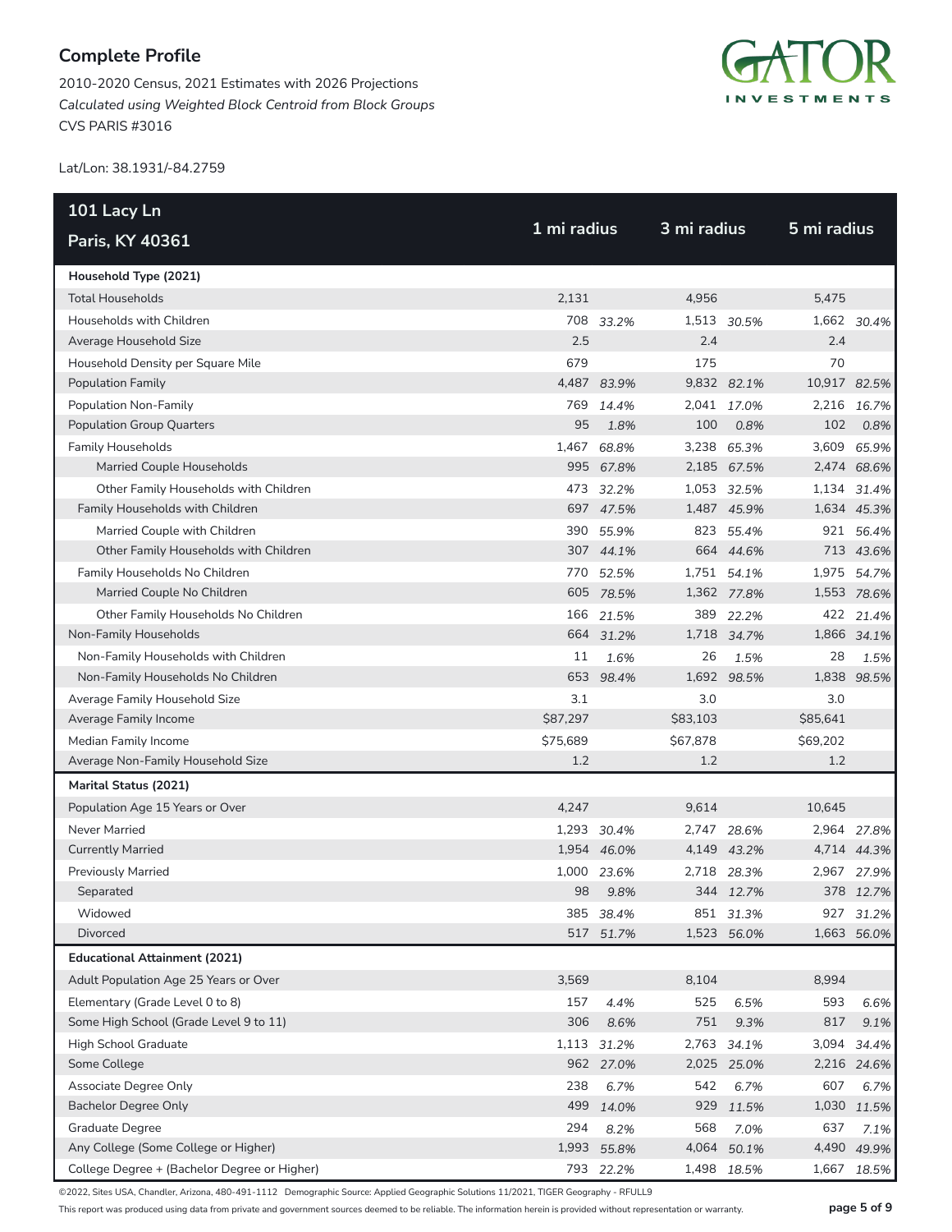## Complete Profile

2010-2020 Census, 2021 Estimates with 2026 Projections
*Calculated using Weighted Block Centroid from Block Groups*
CVS PARIS #3016

Lat/Lon: 38.1931/-84.2759

| 101 Lacy Ln Paris, KY 40361 | 1 mi radius | | 3 mi radius | | 5 mi radius | |
|---|---|---|---|---|---|---|
| **Household Type (2021)** | | | | | | |
| Total Households | 2,131 | | 4,956 | | 5,475 | |
| Households with Children | 708 | *33.2%* | 1,513 | *30.5%* | 1,662 | *30.4%* |
| Average Household Size | 2.5 | | 2.4 | | 2.4 | |
| Household Density per Square Mile | 679 | | 175 | | 70 | |
| Population Family | 4,487 | *83.9%* | 9,832 | *82.1%* | 10,917 | *82.5%* |
| Population Non-Family | 769 | *14.4%* | 2,041 | *17.0%* | 2,216 | *16.7%* |
| Population Group Quarters | 95 | *1.8%* | 100 | *0.8%* | 102 | *0.8%* |
| Family Households | 1,467 | *68.8%* | 3,238 | *65.3%* | 3,609 | *65.9%* |
| Married Couple Households | 995 | *67.8%* | 2,185 | *67.5%* | 2,474 | *68.6%* |
| Other Family Households with Children | 473 | *32.2%* | 1,053 | *32.5%* | 1,134 | *31.4%* |
| Family Households with Children | 697 | *47.5%* | 1,487 | *45.9%* | 1,634 | *45.3%* |
| Married Couple with Children | 390 | *55.9%* | 823 | *55.4%* | 921 | *56.4%* |
| Other Family Households with Children | 307 | *44.1%* | 664 | *44.6%* | 713 | *43.6%* |
| Family Households No Children | 770 | *52.5%* | 1,751 | *54.1%* | 1,975 | *54.7%* |
| Married Couple No Children | 605 | *78.5%* | 1,362 | *77.8%* | 1,553 | *78.6%* |
| Other Family Households No Children | 166 | *21.5%* | 389 | *22.2%* | 422 | *21.4%* |
| Non-Family Households | 664 | *31.2%* | 1,718 | *34.7%* | 1,866 | *34.1%* |
| Non-Family Households with Children | 11 | *1.6%* | 26 | *1.5%* | 28 | *1.5%* |
| Non-Family Households No Children | 653 | *98.4%* | 1,692 | *98.5%* | 1,838 | *98.5%* |
| Average Family Household Size | 3.1 | | 3.0 | | 3.0 | |
| Average Family Income | $87,297 | | $83,103 | | $85,641 | |
| Median Family Income | $75,689 | | $67,878 | | $69,202 | |
| Average Non-Family Household Size | 1.2 | | 1.2 | | 1.2 | |
| **Marital Status (2021)** | | | | | | |
| Population Age 15 Years or Over | 4,247 | | 9,614 | | 10,645 | |
| Never Married | 1,293 | *30.4%* | 2,747 | *28.6%* | 2,964 | *27.8%* |
| Currently Married | 1,954 | *46.0%* | 4,149 | *43.2%* | 4,714 | *44.3%* |
| Previously Married | 1,000 | *23.6%* | 2,718 | *28.3%* | 2,967 | *27.9%* |
| Separated | 98 | *9.8%* | 344 | *12.7%* | 378 | *12.7%* |
| Widowed | 385 | *38.4%* | 851 | *31.3%* | 927 | *31.2%* |
| Divorced | 517 | *51.7%* | 1,523 | *56.0%* | 1,663 | *56.0%* |
| **Educational Attainment (2021)** | | | | | | |
| Adult Population Age 25 Years or Over | 3,569 | | 8,104 | | 8,994 | |
| Elementary (Grade Level 0 to 8) | 157 | *4.4%* | 525 | *6.5%* | 593 | *6.6%* |
| Some High School (Grade Level 9 to 11) | 306 | *8.6%* | 751 | *9.3%* | 817 | *9.1%* |
| High School Graduate | 1,113 | *31.2%* | 2,763 | *34.1%* | 3,094 | *34.4%* |
| Some College | 962 | *27.0%* | 2,025 | *25.0%* | 2,216 | *24.6%* |
| Associate Degree Only | 238 | *6.7%* | 542 | *6.7%* | 607 | *6.7%* |
| Bachelor Degree Only | 499 | *14.0%* | 929 | *11.5%* | 1,030 | *11.5%* |
| Graduate Degree | 294 | *8.2%* | 568 | *7.0%* | 637 | *7.1%* |
| Any College (Some College or Higher) | 1,993 | *55.8%* | 4,064 | *50.1%* | 4,490 | *49.9%* |
| College Degree + (Bachelor Degree or Higher) | 793 | *22.2%* | 1,498 | *18.5%* | 1,667 | *18.5%* |

©2022, Sites USA, Chandler, Arizona, 480-491-1112 Demographic Source: Applied Geographic Solutions 11/2021, TIGER Geography - RFULL9

This report was produced using data from private and government sources deemed to be reliable. The information herein is provided without representation or warranty.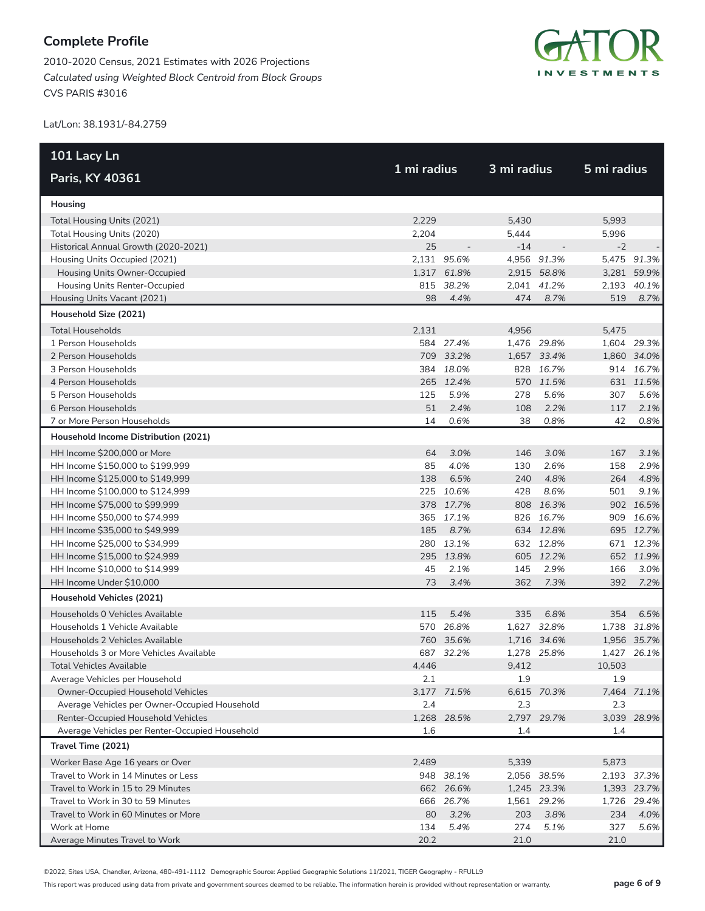## Complete Profile

2010-2020 Census, 2021 Estimates with 2026 Projections
*Calculated using Weighted Block Centroid from Block Groups*
CVS PARIS #3016

Lat/Lon: 38.1931/-84.2759

| 101 Lacy Ln<br>Paris, KY 40361 | 1 mi radius | | 3 mi radius | | 5 mi radius | |
|---|---|---|---|---|---|---|
| **Housing** | | | | | | |
| Total Housing Units (2021) | 2,229 | | 5,430 | | 5,993 | |
| Total Housing Units (2020) | 2,204 | | 5,444 | | 5,996 | |
| Historical Annual Growth (2020-2021) | 25 | - | -14 | - | -2 | - |
| Housing Units Occupied (2021) | 2,131 | *95.6%* | 4,956 | *91.3%* | 5,475 | *91.3%* |
| Housing Units Owner-Occupied | 1,317 | *61.8%* | 2,915 | *58.8%* | 3,281 | *59.9%* |
| Housing Units Renter-Occupied | 815 | *38.2%* | 2,041 | *41.2%* | 2,193 | *40.1%* |
| Housing Units Vacant (2021) | 98 | *4.4%* | 474 | *8.7%* | 519 | *8.7%* |
| **Household Size (2021)** | | | | | | |
| Total Households | 2,131 | | 4,956 | | 5,475 | |
| 1 Person Households | 584 | *27.4%* | 1,476 | *29.8%* | 1,604 | *29.3%* |
| 2 Person Households | 709 | *33.2%* | 1,657 | *33.4%* | 1,860 | *34.0%* |
| 3 Person Households | 384 | *18.0%* | 828 | *16.7%* | 914 | *16.7%* |
| 4 Person Households | 265 | *12.4%* | 570 | *11.5%* | 631 | *11.5%* |
| 5 Person Households | 125 | *5.9%* | 278 | *5.6%* | 307 | *5.6%* |
| 6 Person Households | 51 | *2.4%* | 108 | *2.2%* | 117 | *2.1%* |
| 7 or More Person Households | 14 | *0.6%* | 38 | *0.8%* | 42 | *0.8%* |
| **Household Income Distribution (2021)** | | | | | | |
| HH Income $200,000 or More | 64 | *3.0%* | 146 | *3.0%* | 167 | *3.1%* |
| HH Income $150,000 to $199,999 | 85 | *4.0%* | 130 | *2.6%* | 158 | *2.9%* |
| HH Income $125,000 to $149,999 | 138 | *6.5%* | 240 | *4.8%* | 264 | *4.8%* |
| HH Income $100,000 to $124,999 | 225 | *10.6%* | 428 | *8.6%* | 501 | *9.1%* |
| HH Income $75,000 to $99,999 | 378 | *17.7%* | 808 | *16.3%* | 902 | *16.5%* |
| HH Income $50,000 to $74,999 | 365 | *17.1%* | 826 | *16.7%* | 909 | *16.6%* |
| HH Income $35,000 to $49,999 | 185 | *8.7%* | 634 | *12.8%* | 695 | *12.7%* |
| HH Income $25,000 to $34,999 | 280 | *13.1%* | 632 | *12.8%* | 671 | *12.3%* |
| HH Income $15,000 to $24,999 | 295 | *13.8%* | 605 | *12.2%* | 652 | *11.9%* |
| HH Income $10,000 to $14,999 | 45 | *2.1%* | 145 | *2.9%* | 166 | *3.0%* |
| HH Income Under $10,000 | 73 | *3.4%* | 362 | *7.3%* | 392 | *7.2%* |
| **Household Vehicles (2021)** | | | | | | |
| Households 0 Vehicles Available | 115 | *5.4%* | 335 | *6.8%* | 354 | *6.5%* |
| Households 1 Vehicle Available | 570 | *26.8%* | 1,627 | *32.8%* | 1,738 | *31.8%* |
| Households 2 Vehicles Available | 760 | *35.6%* | 1,716 | *34.6%* | 1,956 | *35.7%* |
| Households 3 or More Vehicles Available | 687 | *32.2%* | 1,278 | *25.8%* | 1,427 | *26.1%* |
| Total Vehicles Available | 4,446 | | 9,412 | | 10,503 | |
| Average Vehicles per Household | 2.1 | | 1.9 | | 1.9 | |
| Owner-Occupied Household Vehicles | 3,177 | *71.5%* | 6,615 | *70.3%* | 7,464 | *71.1%* |
| Average Vehicles per Owner-Occupied Household | 2.4 | | 2.3 | | 2.3 | |
| Renter-Occupied Household Vehicles | 1,268 | *28.5%* | 2,797 | *29.7%* | 3,039 | *28.9%* |
| Average Vehicles per Renter-Occupied Household | 1.6 | | 1.4 | | 1.4 | |
| **Travel Time (2021)** | | | | | | |
| Worker Base Age 16 years or Over | 2,489 | | 5,339 | | 5,873 | |
| Travel to Work in 14 Minutes or Less | 948 | *38.1%* | 2,056 | *38.5%* | 2,193 | *37.3%* |
| Travel to Work in 15 to 29 Minutes | 662 | *26.6%* | 1,245 | *23.3%* | 1,393 | *23.7%* |
| Travel to Work in 30 to 59 Minutes | 666 | *26.7%* | 1,561 | *29.2%* | 1,726 | *29.4%* |
| Travel to Work in 60 Minutes or More | 80 | *3.2%* | 203 | *3.8%* | 234 | *4.0%* |
| Work at Home | 134 | *5.4%* | 274 | *5.1%* | 327 | *5.6%* |
| Average Minutes Travel to Work | 20.2 | | 21.0 | | 21.0 | |

©2022, Sites USA, Chandler, Arizona, 480-491-1112 Demographic Source: Applied Geographic Solutions 11/2021, TIGER Geography - RFULL9

This report was produced using data from private and government sources deemed to be reliable. The information herein is provided without representation or warranty.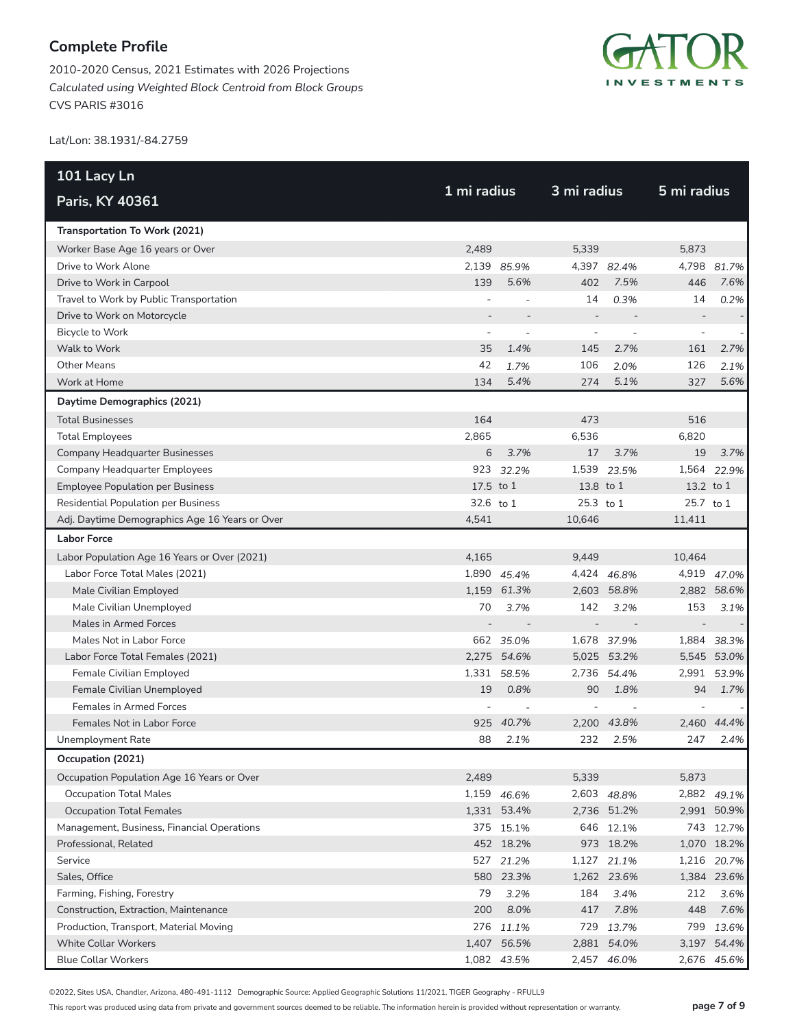## Complete Profile

2010-2020 Census, 2021 Estimates with 2026 Projections
*Calculated using Weighted Block Centroid from Block Groups*
CVS PARIS #3016

Lat/Lon: 38.1931/-84.2759

| 101 Lacy Ln<br>Paris, KY 40361 | 1 mi radius | | 3 mi radius | | 5 mi radius | |
|---|---|---|---|---|---|---|
| **Transportation To Work (2021)** | | | | | | |
| Worker Base Age 16 years or Over | 2,489 | | 5,339 | | 5,873 | |
| Drive to Work Alone | 2,139 | *85.9%* | 4,397 | *82.4%* | 4,798 | *81.7%* |
| Drive to Work in Carpool | 139 | *5.6%* | 402 | *7.5%* | 446 | *7.6%* |
| Travel to Work by Public Transportation | - | - | 14 | *0.3%* | 14 | *0.2%* |
| Drive to Work on Motorcycle | - | - | - | - | - | - |
| Bicycle to Work | - | - | - | - | - | - |
| Walk to Work | 35 | *1.4%* | 145 | *2.7%* | 161 | *2.7%* |
| Other Means | 42 | *1.7%* | 106 | *2.0%* | 126 | *2.1%* |
| Work at Home | 134 | *5.4%* | 274 | *5.1%* | 327 | *5.6%* |
| **Daytime Demographics (2021)** | | | | | | |
| Total Businesses | 164 | | 473 | | 516 | |
| Total Employees | 2,865 | | 6,536 | | 6,820 | |
| Company Headquarter Businesses | 6 | *3.7%* | 17 | *3.7%* | 19 | *3.7%* |
| Company Headquarter Employees | 923 | *32.2%* | 1,539 | *23.5%* | 1,564 | *22.9%* |
| Employee Population per Business | 17.5 | to 1 | 13.8 | to 1 | 13.2 | to 1 |
| Residential Population per Business | 32.6 | to 1 | 25.3 | to 1 | 25.7 | to 1 |
| Adj. Daytime Demographics Age 16 Years or Over | 4,541 | | 10,646 | | 11,411 | |
| **Labor Force** | | | | | | |
| Labor Population Age 16 Years or Over (2021) | 4,165 | | 9,449 | | 10,464 | |
| Labor Force Total Males (2021) | 1,890 | *45.4%* | 4,424 | *46.8%* | 4,919 | *47.0%* |
| Male Civilian Employed | 1,159 | *61.3%* | 2,603 | *58.8%* | 2,882 | *58.6%* |
| Male Civilian Unemployed | 70 | *3.7%* | 142 | *3.2%* | 153 | *3.1%* |
| Males in Armed Forces | - | - | - | - | - | - |
| Males Not in Labor Force | 662 | *35.0%* | 1,678 | *37.9%* | 1,884 | *38.3%* |
| Labor Force Total Females (2021) | 2,275 | *54.6%* | 5,025 | *53.2%* | 5,545 | *53.0%* |
| Female Civilian Employed | 1,331 | *58.5%* | 2,736 | *54.4%* | 2,991 | *53.9%* |
| Female Civilian Unemployed | 19 | *0.8%* | 90 | *1.8%* | 94 | *1.7%* |
| Females in Armed Forces | - | - | - | - | - | - |
| Females Not in Labor Force | 925 | *40.7%* | 2,200 | *43.8%* | 2,460 | *44.4%* |
| Unemployment Rate | 88 | *2.1%* | 232 | *2.5%* | 247 | *2.4%* |
| **Occupation (2021)** | | | | | | |
| Occupation Population Age 16 Years or Over | 2,489 | | 5,339 | | 5,873 | |
| Occupation Total Males | 1,159 | *46.6%* | 2,603 | *48.8%* | 2,882 | *49.1%* |
| Occupation Total Females | 1,331 | 53.4% | 2,736 | 51.2% | 2,991 | 50.9% |
| Management, Business, Financial Operations | 375 | 15.1% | 646 | 12.1% | 743 | 12.7% |
| Professional, Related | 452 | 18.2% | 973 | 18.2% | 1,070 | 18.2% |
| Service | 527 | *21.2%* | 1,127 | *21.1%* | 1,216 | *20.7%* |
| Sales, Office | 580 | *23.3%* | 1,262 | *23.6%* | 1,384 | *23.6%* |
| Farming, Fishing, Forestry | 79 | *3.2%* | 184 | *3.4%* | 212 | *3.6%* |
| Construction, Extraction, Maintenance | 200 | *8.0%* | 417 | *7.8%* | 448 | *7.6%* |
| Production, Transport, Material Moving | 276 | *11.1%* | 729 | *13.7%* | 799 | *13.6%* |
| White Collar Workers | 1,407 | *56.5%* | 2,881 | *54.0%* | 3,197 | *54.4%* |
| Blue Collar Workers | 1,082 | *43.5%* | 2,457 | *46.0%* | 2,676 | *45.6%* |

©2022, Sites USA, Chandler, Arizona, 480-491-1112 Demographic Source: Applied Geographic Solutions 11/2021, TIGER Geography - RFULL9

This report was produced using data from private and government sources deemed to be reliable. The information herein is provided without representation or warranty.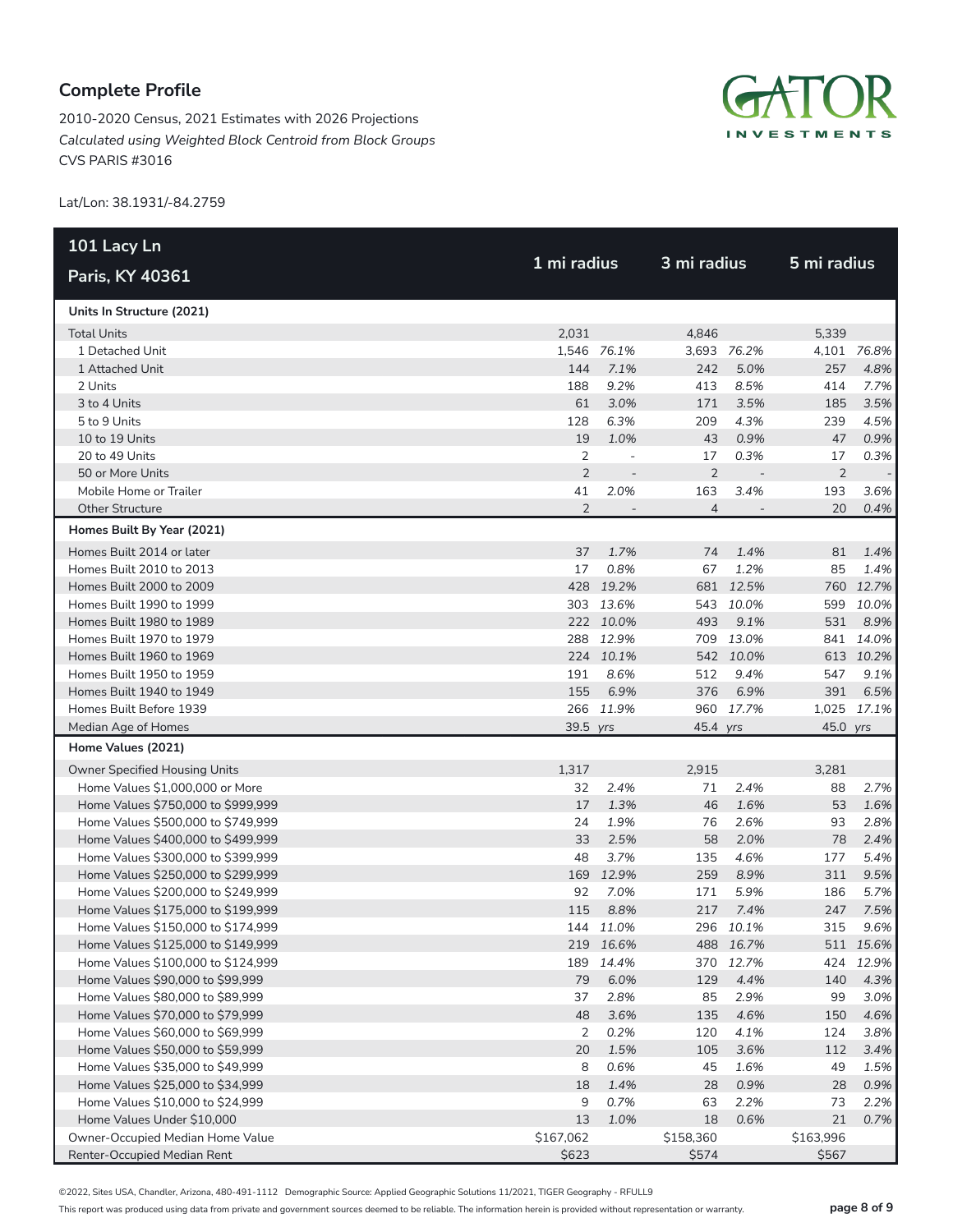## Complete Profile

2010-2020 Census, 2021 Estimates with 2026 Projections
*Calculated using Weighted Block Centroid from Block Groups*
CVS PARIS #3016

Lat/Lon: 38.1931/-84.2759

| 101 Lacy Ln Paris, KY 40361 | 1 mi radius | | 3 mi radius | | 5 mi radius | |
|---|---|---|---|---|---|---|
| **Units In Structure (2021)** | | | | | | |
| Total Units | 2,031 | | 4,846 | | 5,339 | |
| 1 Detached Unit | 1,546 | *76.1%* | 3,693 | *76.2%* | 4,101 | *76.8%* |
| 1 Attached Unit | 144 | *7.1%* | 242 | *5.0%* | 257 | *4.8%* |
| 2 Units | 188 | *9.2%* | 413 | *8.5%* | 414 | *7.7%* |
| 3 to 4 Units | 61 | *3.0%* | 171 | *3.5%* | 185 | *3.5%* |
| 5 to 9 Units | 128 | *6.3%* | 209 | *4.3%* | 239 | *4.5%* |
| 10 to 19 Units | 19 | *1.0%* | 43 | *0.9%* | 47 | *0.9%* |
| 20 to 49 Units | 2 | - | 17 | *0.3%* | 17 | *0.3%* |
| 50 or More Units | 2 | - | 2 | - | 2 | - |
| Mobile Home or Trailer | 41 | *2.0%* | 163 | *3.4%* | 193 | *3.6%* |
| Other Structure | 2 | - | 4 | - | 20 | *0.4%* |
| **Homes Built By Year (2021)** | | | | | | |
| Homes Built 2014 or later | 37 | *1.7%* | 74 | *1.4%* | 81 | *1.4%* |
| Homes Built 2010 to 2013 | 17 | *0.8%* | 67 | *1.2%* | 85 | *1.4%* |
| Homes Built 2000 to 2009 | 428 | *19.2%* | 681 | *12.5%* | 760 | *12.7%* |
| Homes Built 1990 to 1999 | 303 | *13.6%* | 543 | *10.0%* | 599 | *10.0%* |
| Homes Built 1980 to 1989 | 222 | *10.0%* | 493 | *9.1%* | 531 | *8.9%* |
| Homes Built 1970 to 1979 | 288 | *12.9%* | 709 | *13.0%* | 841 | *14.0%* |
| Homes Built 1960 to 1969 | 224 | *10.1%* | 542 | *10.0%* | 613 | *10.2%* |
| Homes Built 1950 to 1959 | 191 | *8.6%* | 512 | *9.4%* | 547 | *9.1%* |
| Homes Built 1940 to 1949 | 155 | *6.9%* | 376 | *6.9%* | 391 | *6.5%* |
| Homes Built Before 1939 | 266 | *11.9%* | 960 | *17.7%* | 1,025 | *17.1%* |
| Median Age of Homes | 39.5 | *yrs* | 45.4 | *yrs* | 45.0 | *yrs* |
| **Home Values (2021)** | | | | | | |
| Owner Specified Housing Units | 1,317 | | 2,915 | | 3,281 | |
| Home Values $1,000,000 or More | 32 | *2.4%* | 71 | *2.4%* | 88 | *2.7%* |
| Home Values $750,000 to $999,999 | 17 | *1.3%* | 46 | *1.6%* | 53 | *1.6%* |
| Home Values $500,000 to $749,999 | 24 | *1.9%* | 76 | *2.6%* | 93 | *2.8%* |
| Home Values $400,000 to $499,999 | 33 | *2.5%* | 58 | *2.0%* | 78 | *2.4%* |
| Home Values $300,000 to $399,999 | 48 | *3.7%* | 135 | *4.6%* | 177 | *5.4%* |
| Home Values $250,000 to $299,999 | 169 | *12.9%* | 259 | *8.9%* | 311 | *9.5%* |
| Home Values $200,000 to $249,999 | 92 | *7.0%* | 171 | *5.9%* | 186 | *5.7%* |
| Home Values $175,000 to $199,999 | 115 | *8.8%* | 217 | *7.4%* | 247 | *7.5%* |
| Home Values $150,000 to $174,999 | 144 | *11.0%* | 296 | *10.1%* | 315 | *9.6%* |
| Home Values $125,000 to $149,999 | 219 | *16.6%* | 488 | *16.7%* | 511 | *15.6%* |
| Home Values $100,000 to $124,999 | 189 | *14.4%* | 370 | *12.7%* | 424 | *12.9%* |
| Home Values $90,000 to $99,999 | 79 | *6.0%* | 129 | *4.4%* | 140 | *4.3%* |
| Home Values $80,000 to $89,999 | 37 | *2.8%* | 85 | *2.9%* | 99 | *3.0%* |
| Home Values $70,000 to $79,999 | 48 | *3.6%* | 135 | *4.6%* | 150 | *4.6%* |
| Home Values $60,000 to $69,999 | 2 | *0.2%* | 120 | *4.1%* | 124 | *3.8%* |
| Home Values $50,000 to $59,999 | 20 | *1.5%* | 105 | *3.6%* | 112 | *3.4%* |
| Home Values $35,000 to $49,999 | 8 | *0.6%* | 45 | *1.6%* | 49 | *1.5%* |
| Home Values $25,000 to $34,999 | 18 | *1.4%* | 28 | *0.9%* | 28 | *0.9%* |
| Home Values $10,000 to $24,999 | 9 | *0.7%* | 63 | *2.2%* | 73 | *2.2%* |
| Home Values Under $10,000 | 13 | *1.0%* | 18 | *0.6%* | 21 | *0.7%* |
| Owner-Occupied Median Home Value | $167,062 | | $158,360 | | $163,996 | |
| Renter-Occupied Median Rent | $623 | | $574 | | $567 | |

©2022, Sites USA, Chandler, Arizona, 480-491-1112 Demographic Source: Applied Geographic Solutions 11/2021, TIGER Geography - RFULL9

This report was produced using data from private and government sources deemed to be reliable. The information herein is provided without representation or warranty.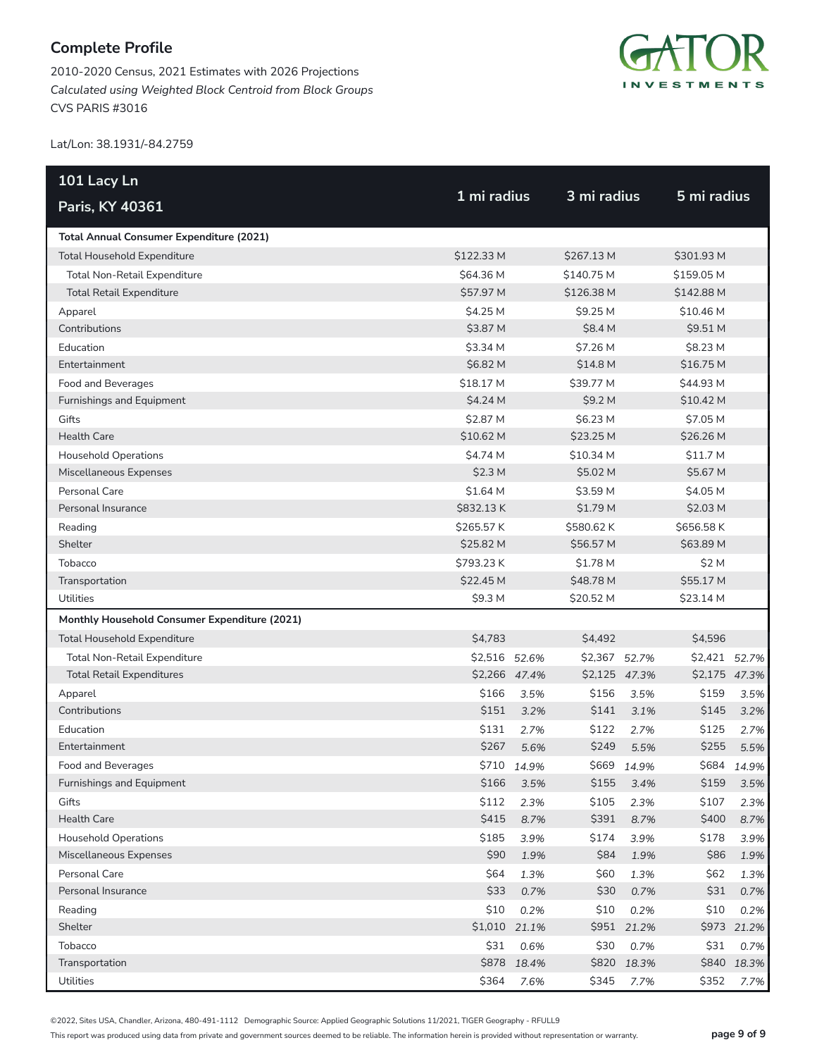## Complete Profile

2010-2020 Census, 2021 Estimates with 2026 Projections
*Calculated using Weighted Block Centroid from Block Groups*
CVS PARIS #3016

Lat/Lon: 38.1931/-84.2759

| 101 Lacy Ln<br>Paris, KY 40361 | 1 mi radius | | 3 mi radius | | 5 mi radius | |
|---|---|---|---|---|---|---|
| **Total Annual Consumer Expenditure (2021)** | | | | | | |
| Total Household Expenditure | $122.33 M | | $267.13 M | | $301.93 M | |
| Total Non-Retail Expenditure | $64.36 M | | $140.75 M | | $159.05 M | |
| Total Retail Expenditure | $57.97 M | | $126.38 M | | $142.88 M | |
| Apparel | $4.25 M | | $9.25 M | | $10.46 M | |
| Contributions | $3.87 M | | $8.4 M | | $9.51 M | |
| Education | $3.34 M | | $7.26 M | | $8.23 M | |
| Entertainment | $6.82 M | | $14.8 M | | $16.75 M | |
| Food and Beverages | $18.17 M | | $39.77 M | | $44.93 M | |
| Furnishings and Equipment | $4.24 M | | $9.2 M | | $10.42 M | |
| Gifts | $2.87 M | | $6.23 M | | $7.05 M | |
| Health Care | $10.62 M | | $23.25 M | | $26.26 M | |
| Household Operations | $4.74 M | | $10.34 M | | $11.7 M | |
| Miscellaneous Expenses | $2.3 M | | $5.02 M | | $5.67 M | |
| Personal Care | $1.64 M | | $3.59 M | | $4.05 M | |
| Personal Insurance | $832.13 K | | $1.79 M | | $2.03 M | |
| Reading | $265.57 K | | $580.62 K | | $656.58 K | |
| Shelter | $25.82 M | | $56.57 M | | $63.89 M | |
| Tobacco | $793.23 K | | $1.78 M | | $2 M | |
| Transportation | $22.45 M | | $48.78 M | | $55.17 M | |
| Utilities | $9.3 M | | $20.52 M | | $23.14 M | |
| **Monthly Household Consumer Expenditure (2021)** | | | | | | |
| Total Household Expenditure | $4,783 | | $4,492 | | $4,596 | |
| Total Non-Retail Expenditure | $2,516 | *52.6%* | $2,367 | *52.7%* | $2,421 | *52.7%* |
| Total Retail Expenditures | $2,266 | *47.4%* | $2,125 | *47.3%* | $2,175 | *47.3%* |
| Apparel | $166 | *3.5%* | $156 | *3.5%* | $159 | *3.5%* |
| Contributions | $151 | *3.2%* | $141 | *3.1%* | $145 | *3.2%* |
| Education | $131 | *2.7%* | $122 | *2.7%* | $125 | *2.7%* |
| Entertainment | $267 | *5.6%* | $249 | *5.5%* | $255 | *5.5%* |
| Food and Beverages | $710 | *14.9%* | $669 | *14.9%* | $684 | *14.9%* |
| Furnishings and Equipment | $166 | *3.5%* | $155 | *3.4%* | $159 | *3.5%* |
| Gifts | $112 | *2.3%* | $105 | *2.3%* | $107 | *2.3%* |
| Health Care | $415 | *8.7%* | $391 | *8.7%* | $400 | *8.7%* |
| Household Operations | $185 | *3.9%* | $174 | *3.9%* | $178 | *3.9%* |
| Miscellaneous Expenses | $90 | *1.9%* | $84 | *1.9%* | $86 | *1.9%* |
| Personal Care | $64 | *1.3%* | $60 | *1.3%* | $62 | *1.3%* |
| Personal Insurance | $33 | *0.7%* | $30 | *0.7%* | $31 | *0.7%* |
| Reading | $10 | *0.2%* | $10 | *0.2%* | $10 | *0.2%* |
| Shelter | $1,010 | *21.1%* | $951 | *21.2%* | $973 | *21.2%* |
| Tobacco | $31 | *0.6%* | $30 | *0.7%* | $31 | *0.7%* |
| Transportation | $878 | *18.4%* | $820 | *18.3%* | $840 | *18.3%* |
| Utilities | $364 | *7.6%* | $345 | *7.7%* | $352 | *7.7%* |

©2022, Sites USA, Chandler, Arizona, 480-491-1112 Demographic Source: Applied Geographic Solutions 11/2021, TIGER Geography - RFULL9

This report was produced using data from private and government sources deemed to be reliable. The information herein is provided without representation or warranty.